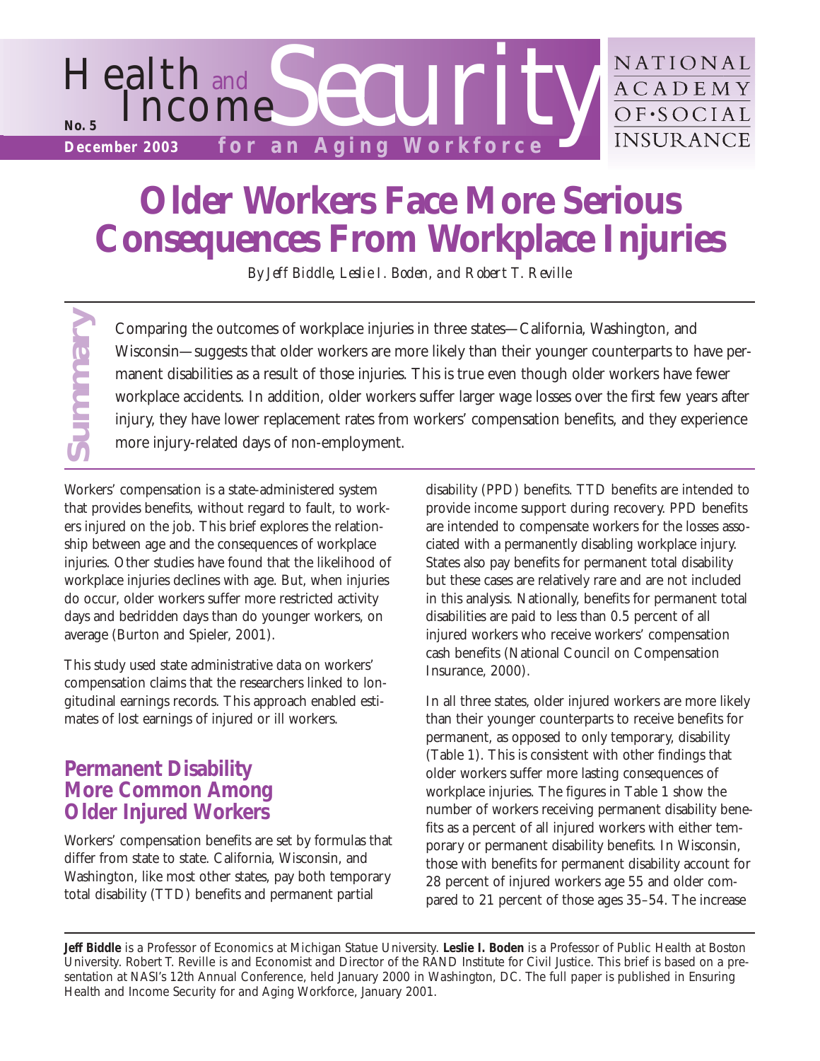Health and Income Security for an Aging Workforce

No. 5

December 2003

NATIONAL ACADEMY OF SOCIAL INSURANCE

# Older Workers Face More Serious Consequences From Workplace Injuries

*By Jeff Biddle, Leslie I. Boden, and Robert T. Reville*

**Summary**

Comparing the outcomes of workplace injuries in three states—California, Washington, and Wisconsin—suggests that older workers are more likely than their younger counterparts to have permanent disabilities as a result of those injuries. This is true even though older workers have fewer workplace accidents. In addition, older workers suffer larger wage losses over the first few years after injury, they have lower replacement rates from workers' compensation benefits, and they experience more injury-related days of non-employment.

Workers' compensation is a state-administered system that provides benefits, without regard to fault, to workers injured on the job. This brief explores the relationship between age and the consequences of workplace injuries. Other studies have found that the likelihood of workplace injuries declines with age. But, when injuries do occur, older workers suffer more restricted activity days and bedridden days than do younger workers, on average (Burton and Spieler, 2001).

This study used state administrative data on workers' compensation claims that the researchers linked to longitudinal earnings records. This approach enabled estimates of lost earnings of injured or ill workers.

## Permanent Disability More Common Among Older Injured Workers

Workers' compensation benefits are set by formulas that differ from state to state. California, Wisconsin, and Washington, like most other states, pay both temporary total disability (TTD) benefits and permanent partial disability (PPD) benefits. TTD benefits are intended to provide income support during recovery. PPD benefits are intended to compensate workers for the losses associated with a permanently disabling workplace injury. States also pay benefits for permanent total disability but these cases are relatively rare and are not included in this analysis. Nationally, benefits for permanent total disabilities are paid to less than 0.5 percent of all injured workers who receive workers' compensation cash benefits (National Council on Compensation Insurance, 2000).

In all three states, older injured workers are more likely than their younger counterparts to receive benefits for permanent, as opposed to only temporary, disability (Table 1). This is consistent with other findings that older workers suffer more lasting consequences of workplace injuries. The figures in Table 1 show the number of workers receiving permanent disability benefits as a percent of all injured workers with either temporary or permanent disability benefits. In Wisconsin, those with benefits for permanent disability account for 28 percent of injured workers age 55 and older compared to 21 percent of those ages 35–54. The increase

---

**Jeff Biddle** is a Professor of Economics at Michigan Statue University. **Leslie I. Boden** is a Professor of Public Health at Boston University. Robert T. Reville is and Economist and Director of the RAND Institute for Civil Justice. This brief is based on a presentation at NASI's 12th Annual Conference, held January 2000 in Washington, DC. The full paper is published in Ensuring Health and Income Security for and Aging Workforce, January 2001.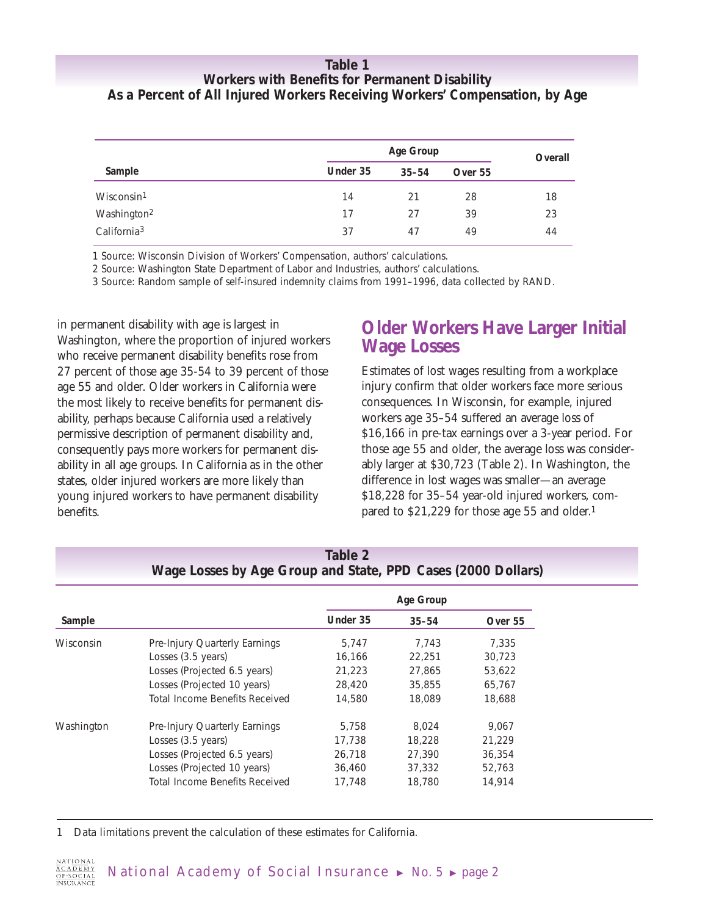**Table 1**
**Workers with Benefits for Permanent Disability As a Percent of All Injured Workers Receiving Workers' Compensation, by Age**

| Sample | Age Group | | | Overall |
|---|---|---|---|---|
| | Under 35 | 35–54 | Over 55 | |
| Wisconsin[1] | 14 | 21 | 28 | 18 |
| Washington[2] | 17 | 27 | 39 | 23 |
| California[3] | 37 | 47 | 49 | 44 |

1 Source: Wisconsin Division of Workers' Compensation, authors' calculations.
2 Source: Washington State Department of Labor and Industries, authors' calculations.
3 Source: Random sample of self-insured indemnity claims from 1991–1996, data collected by RAND.

in permanent disability with age is largest in Washington, where the proportion of injured workers who receive permanent disability benefits rose from 27 percent of those age 35-54 to 39 percent of those age 55 and older. Older workers in California were the most likely to receive benefits for permanent disability, perhaps because California used a relatively permissive description of permanent disability and, consequently pays more workers for permanent disability in all age groups. In California as in the other states, older injured workers are more likely than young injured workers to have permanent disability benefits.

## Older Workers Have Larger Initial Wage Losses

Estimates of lost wages resulting from a workplace injury confirm that older workers face more serious consequences. In Wisconsin, for example, injured workers age 35–54 suffered an average loss of $16,166 in pre-tax earnings over a 3-year period. For those age 55 and older, the average loss was considerably larger at $30,723 (Table 2). In Washington, the difference in lost wages was smaller—an average $18,228 for 35–54 year-old injured workers, compared to $21,229 for those age 55 and older.[1]

**Table 2**
**Wage Losses by Age Group and State, PPD Cases (2000 Dollars)**

| Sample | | Age Group | | |
|---|---|---|---|---|
| | | Under 35 | 35–54 | Over 55 |
| Wisconsin | Pre-Injury Quarterly Earnings | 5,747 | 7,743 | 7,335 |
| | Losses (3.5 years) | 16,166 | 22,251 | 30,723 |
| | Losses (Projected 6.5 years) | 21,223 | 27,865 | 53,622 |
| | Losses (Projected 10 years) | 28,420 | 35,855 | 65,767 |
| | Total Income Benefits Received | 14,580 | 18,089 | 18,688 |
| Washington | Pre-Injury Quarterly Earnings | 5,758 | 8,024 | 9,067 |
| | Losses (3.5 years) | 17,738 | 18,228 | 21,229 |
| | Losses (Projected 6.5 years) | 26,718 | 27,390 | 36,354 |
| | Losses (Projected 10 years) | 36,460 | 37,332 | 52,763 |
| | Total Income Benefits Received | 17,748 | 18,780 | 14,914 |

1 Data limitations prevent the calculation of these estimates for California.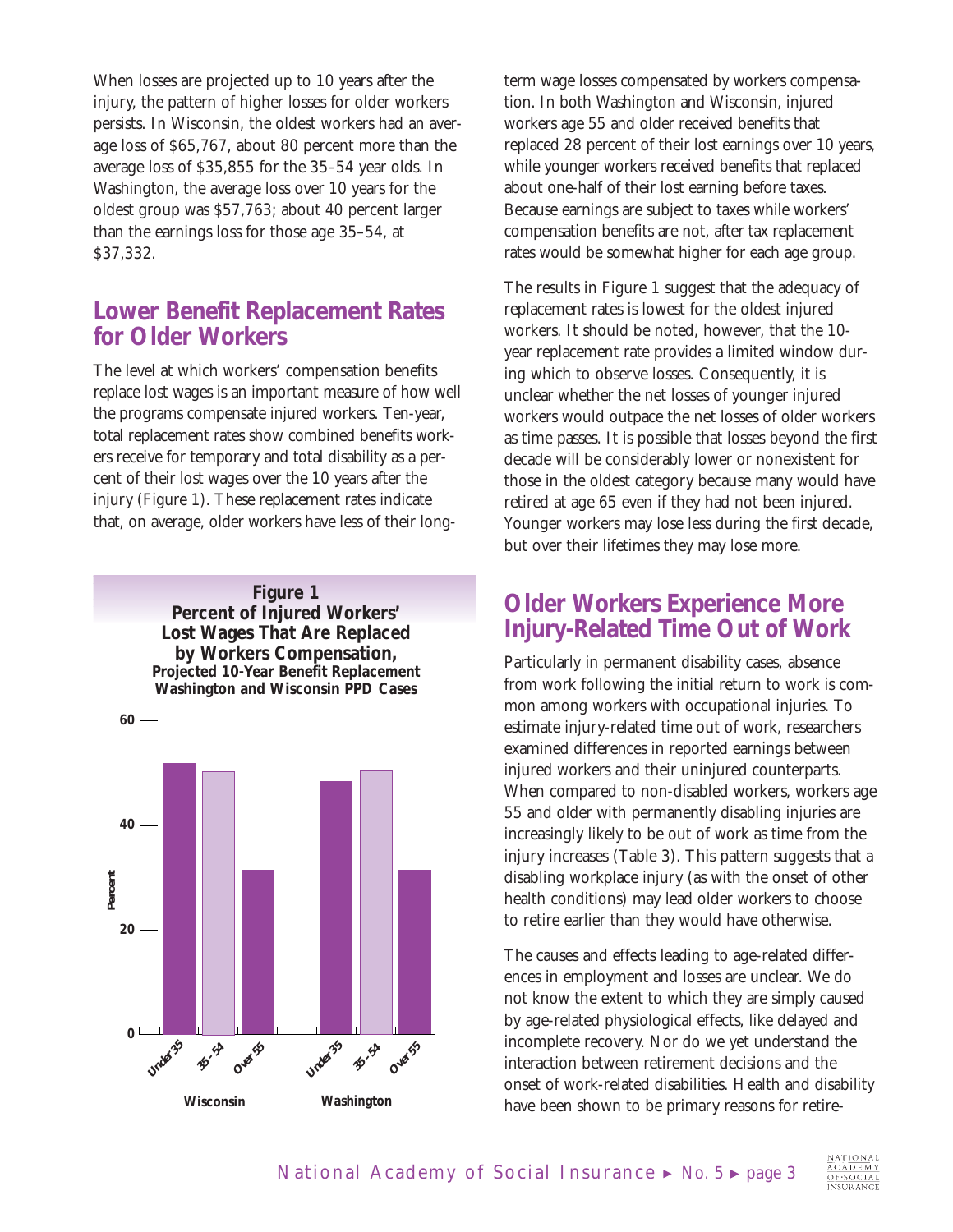When losses are projected up to 10 years after the injury, the pattern of higher losses for older workers persists. In Wisconsin, the oldest workers had an average loss of $65,767, about 80 percent more than the average loss of $35,855 for the 35–54 year olds. In Washington, the average loss over 10 years for the oldest group was $57,763; about 40 percent larger than the earnings loss for those age 35–54, at $37,332.

## Lower Benefit Replacement Rates for Older Workers

The level at which workers' compensation benefits replace lost wages is an important measure of how well the programs compensate injured workers. Ten-year, total replacement rates show combined benefits workers receive for temporary and total disability as a percent of their lost wages over the 10 years after the injury (Figure 1). These replacement rates indicate that, on average, older workers have less of their long-term wage losses compensated by workers compensation. In both Washington and Wisconsin, injured workers age 55 and older received benefits that replaced 28 percent of their lost earnings over 10 years, while younger workers received benefits that replaced about one-half of their lost earning before taxes. Because earnings are subject to taxes while workers' compensation benefits are not, after tax replacement rates would be somewhat higher for each age group.

**Figure 1**
**Percent of Injured Workers' Lost Wages That Are Replaced by Workers Compensation,**
**Projected 10-Year Benefit Replacement**
**Washington and Wisconsin PPD Cases**

The results in Figure 1 suggest that the adequacy of replacement rates is lowest for the oldest injured workers. It should be noted, however, that the 10-year replacement rate provides a limited window during which to observe losses. Consequently, it is unclear whether the net losses of younger injured workers would outpace the net losses of older workers as time passes. It is possible that losses beyond the first decade will be considerably lower or nonexistent for those in the oldest category because many would have retired at age 65 even if they had not been injured. Younger workers may lose less during the first decade, but over their lifetimes they may lose more.

## Older Workers Experience More Injury-Related Time Out of Work

Particularly in permanent disability cases, absence from work following the initial return to work is common among workers with occupational injuries. To estimate injury-related time out of work, researchers examined differences in reported earnings between injured workers and their uninjured counterparts. When compared to non-disabled workers, workers age 55 and older with permanently disabling injuries are increasingly likely to be out of work as time from the injury increases (Table 3). This pattern suggests that a disabling workplace injury (as with the onset of other health conditions) may lead older workers to choose to retire earlier than they would have otherwise.

The causes and effects leading to age-related differences in employment and losses are unclear. We do not know the extent to which they are simply caused by age-related physiological effects, like delayed and incomplete recovery. Nor do we yet understand the interaction between retirement decisions and the onset of work-related disabilities. Health and disability have been shown to be primary reasons for retire-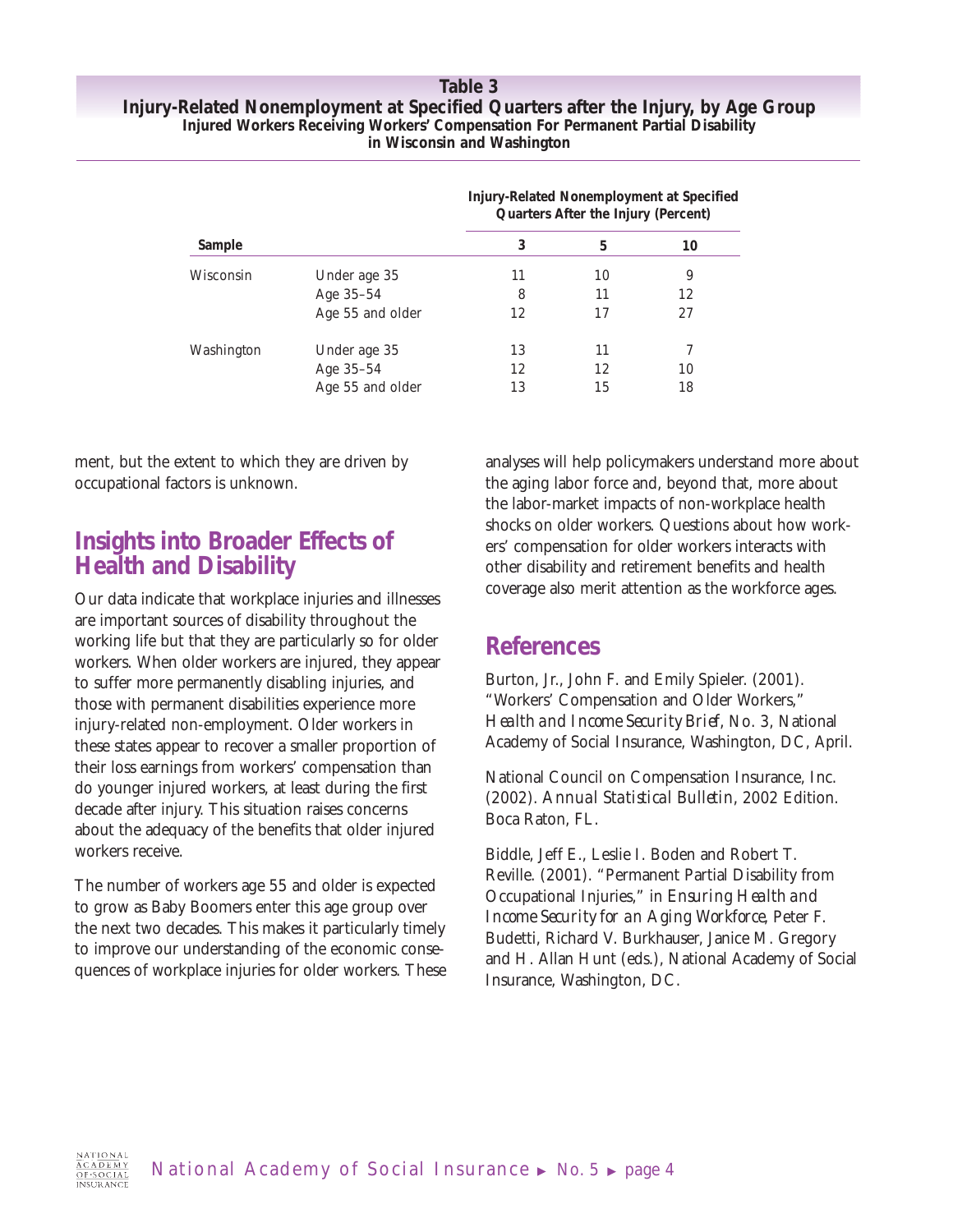**Table 3**
**Injury-Related Nonemployment at Specified Quarters after the Injury, by Age Group**
**Injured Workers Receiving Workers' Compensation For Permanent Partial Disability in Wisconsin and Washington**

| Sample | | Injury-Related Nonemployment at Specified Quarters After the Injury (Percent) | | |
|---|---|---|---|---|
| | | 3 | 5 | 10 |
| Wisconsin | Under age 35 | 11 | 10 | 9 |
| | Age 35–54 | 8 | 11 | 12 |
| | Age 55 and older | 12 | 17 | 27 |
| Washington | Under age 35 | 13 | 11 | 7 |
| | Age 35–54 | 12 | 12 | 10 |
| | Age 55 and older | 13 | 15 | 18 |

ment, but the extent to which they are driven by occupational factors is unknown.

## Insights into Broader Effects of Health and Disability

Our data indicate that workplace injuries and illnesses are important sources of disability throughout the working life but that they are particularly so for older workers. When older workers are injured, they appear to suffer more permanently disabling injuries, and those with permanent disabilities experience more injury-related non-employment. Older workers in these states appear to recover a smaller proportion of their loss earnings from workers' compensation than do younger injured workers, at least during the first decade after injury. This situation raises concerns about the adequacy of the benefits that older injured workers receive.

The number of workers age 55 and older is expected to grow as Baby Boomers enter this age group over the next two decades. This makes it particularly timely to improve our understanding of the economic consequences of workplace injuries for older workers. These analyses will help policymakers understand more about the aging labor force and, beyond that, more about the labor-market impacts of non-workplace health shocks on older workers. Questions about how workers' compensation for older workers interacts with other disability and retirement benefits and health coverage also merit attention as the workforce ages.

## References

Burton, Jr., John F. and Emily Spieler. (2001). "Workers' Compensation and Older Workers," *Health and Income Security Brief*, No. 3, National Academy of Social Insurance, Washington, DC, April.

National Council on Compensation Insurance, Inc. (2002). *Annual Statistical Bulletin*, 2002 Edition. Boca Raton, FL.

Biddle, Jeff E., Leslie I. Boden and Robert T. Reville. (2001). "Permanent Partial Disability from Occupational Injuries," in *Ensuring Health and Income Security for an Aging Workforce*, Peter F. Budetti, Richard V. Burkhauser, Janice M. Gregory and H. Allan Hunt (eds.), National Academy of Social Insurance, Washington, DC.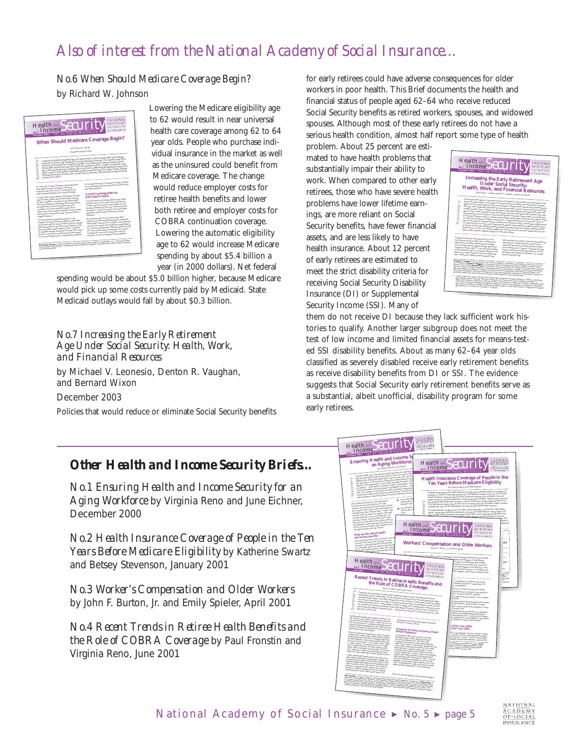# Also of interest from the National Academy of Social Insurance...

## No.6 *When Should Medicare Coverage Begin?*

by Richard W. Johnson

Lowering the Medicare eligibility age to 62 would result in near universal health care coverage among 62 to 64 year olds. People who purchase individual insurance in the market as well as the uninsured could benefit from Medicare coverage. The change would reduce employer costs for retiree health benefits and lower both retiree and employer costs for COBRA continuation coverage. Lowering the automatic eligibility age to 62 would increase Medicare spending by about $5.4 billion a year (in 2000 dollars). Net federal spending would be about $5.0 billion higher, because Medicare would pick up some costs currently paid by Medicaid. State Medicaid outlays would fall by about $0.3 billion.

## No.7 *Increasing the Early Retirement Age Under Social Security: Health, Work, and Financial Resources*

by Michael V. Leonesio, Denton R. Vaughan, and Bernard Wixon

December 2003

Policies that would reduce or eliminate Social Security benefits for early retirees could have adverse consequences for older workers in poor health. This Brief documents the health and financial status of people aged 62–64 who received reduced Social Security benefits as retired workers, spouses, and widowed spouses. Although most of these early retirees do not have a serious health condition, almost half report some type of health problem. About 25 percent are estimated to have health problems that substantially impair their ability to work. When compared to other early retirees, those who have severe health problems have lower lifetime earnings, are more reliant on Social Security benefits, have fewer financial assets, and are less likely to have health insurance. About 12 percent of early retirees are estimated to meet the strict disability criteria for receiving Social Security Disability Insurance (DI) or Supplemental Security Income (SSI). Many of them do not receive DI because they lack sufficient work histories to qualify. Another larger subgroup does not meet the test of low income and limited financial assets for means-tested SSI disability benefits. About as many 62–64 year olds classified as severely disabled receive early retirement benefits as receive disability benefits from DI or SSI. The evidence suggests that Social Security early retirement benefits serve as a substantial, albeit unofficial, disability program for some early retirees.

## Other Health and Income Security Briefs...

No.1 *Ensuring Health and Income Security for an Aging Workforce* by Virginia Reno and June Eichner, December 2000

No.2 *Health Insurance Coverage of People in the Ten Years Before Medicare Eligibility* by Katherine Swartz and Betsey Stevenson, January 2001

No.3 *Worker's Compensation and Older Workers* by John F. Burton, Jr. and Emily Spieler, April 2001

No.4 *Recent Trends in Retiree Health Benefits and the Role of COBRA Coverage* by Paul Fronstin and Virginia Reno, June 2001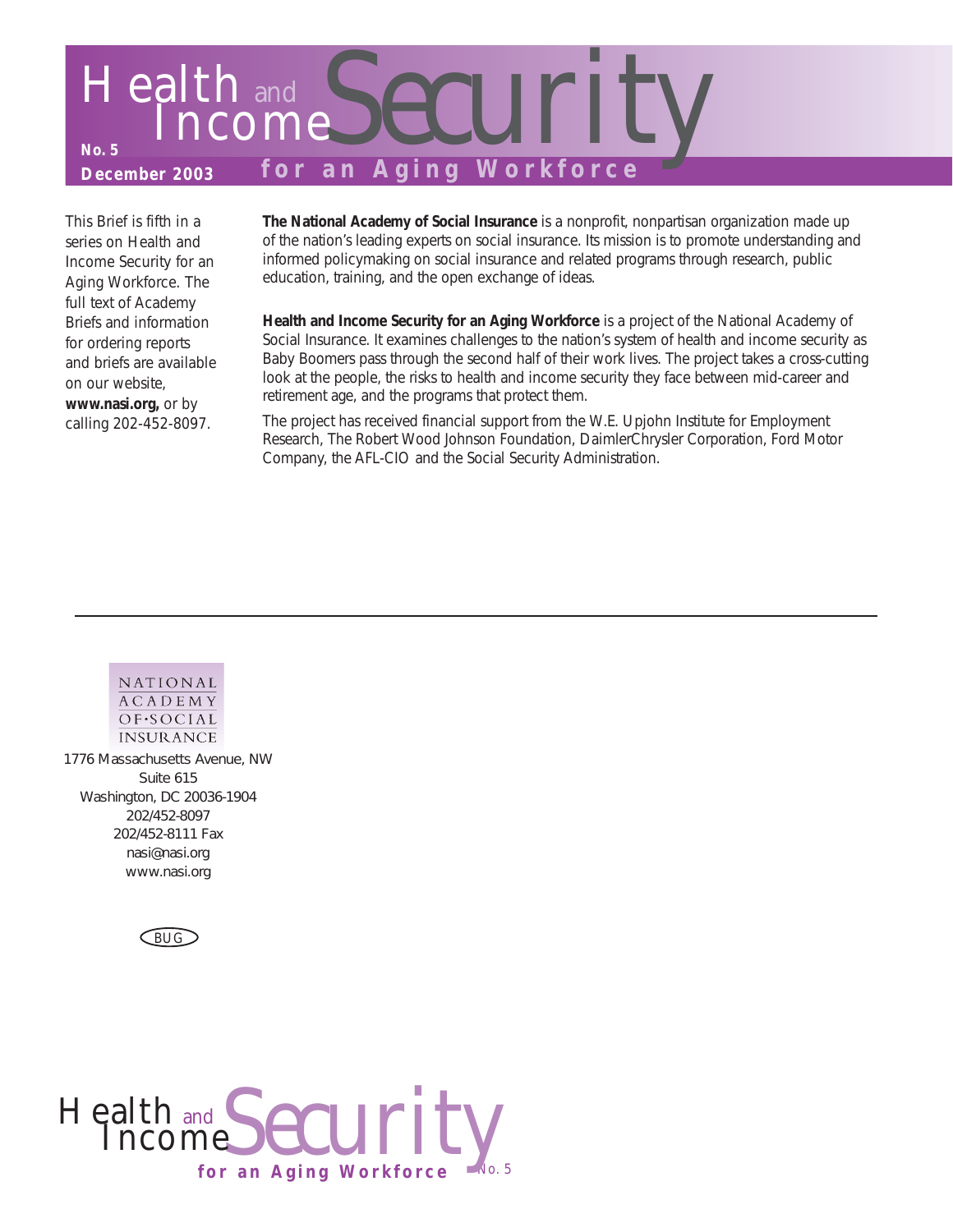# Health and Income Security for an Aging Workforce

**No. 5**
**December 2003**

This Brief is fifth in a series on Health and Income Security for an Aging Workforce. The full text of Academy Briefs and information for ordering reports and briefs are available on our website, **www.nasi.org,** or by calling 202-452-8097.

**The National Academy of Social Insurance** is a nonprofit, nonpartisan organization made up of the nation's leading experts on social insurance. Its mission is to promote understanding and informed policymaking on social insurance and related programs through research, public education, training, and the open exchange of ideas.

**Health and Income Security for an Aging Workforce** is a project of the National Academy of Social Insurance. It examines challenges to the nation's system of health and income security as Baby Boomers pass through the second half of their work lives. The project takes a cross-cutting look at the people, the risks to health and income security they face between mid-career and retirement age, and the programs that protect them.

The project has received financial support from the W.E. Upjohn Institute for Employment Research, The Robert Wood Johnson Foundation, DaimlerChrysler Corporation, Ford Motor Company, the AFL-CIO and the Social Security Administration.

---

NATIONAL ACADEMY OF·SOCIAL INSURANCE

1776 Massachusetts Avenue, NW
Suite 615
Washington, DC 20036-1904
202/452-8097
202/452-8111 Fax
nasi@nasi.org
www.nasi.org

BUG

Health and Income Security for an Aging Workforce No. 5